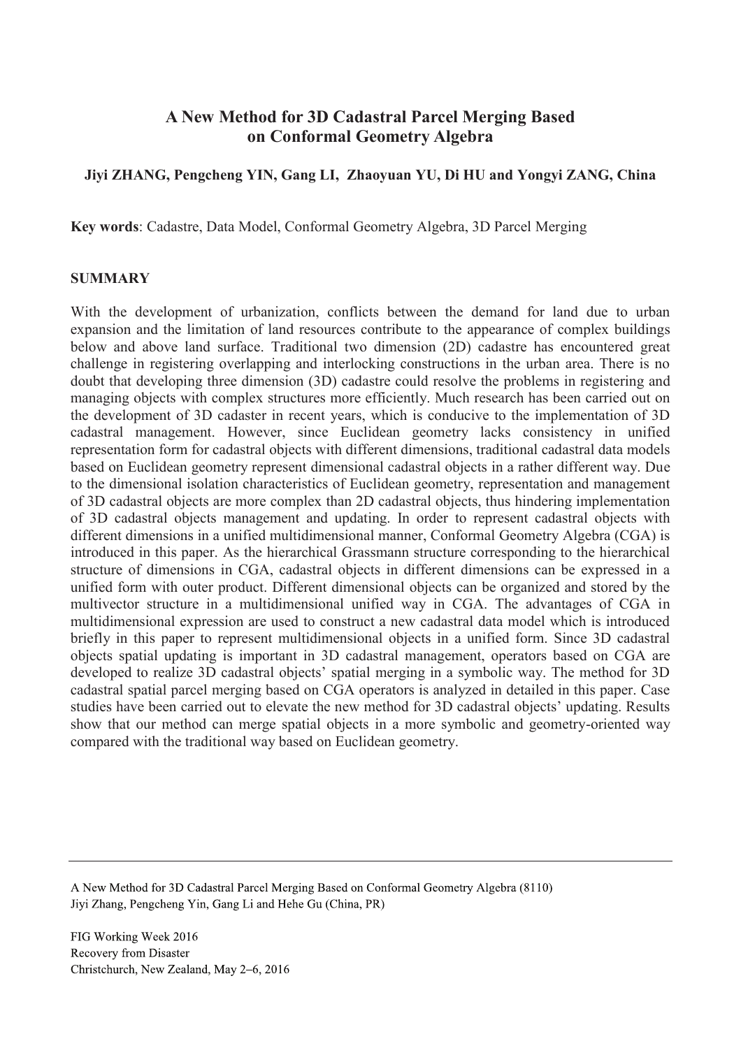# A New Method for 3D Cadastral Parcel Merging Based on Conformal Geometry Algebra

**Jiyi ZHANG, Pengcheng YIN, Gang LI, Zhaoyuan YU, Di HU and Yongyi ZANG, China**

**Key words**: Cadastre, Data Model, Conformal Geometry Algebra, 3D Parcel Merging

## SUMMARY

With the development of urbanization, conflicts between the demand for land due to urban expansion and the limitation of land resources contribute to the appearance of complex buildings below and above land surface. Traditional two dimension (2D) cadastre has encountered great challenge in registering overlapping and interlocking constructions in the urban area. There is no doubt that developing three dimension (3D) cadastre could resolve the problems in registering and managing objects with complex structures more efficiently. Much research has been carried out on the development of 3D cadaster in recent years, which is conducive to the implementation of 3D cadastral management. However, since Euclidean geometry lacks consistency in unified representation form for cadastral objects with different dimensions, traditional cadastral data models based on Euclidean geometry represent dimensional cadastral objects in a rather different way. Due to the dimensional isolation characteristics of Euclidean geometry, representation and management of 3D cadastral objects are more complex than 2D cadastral objects, thus hindering implementation of 3D cadastral objects management and updating. In order to represent cadastral objects with different dimensions in a unified multidimensional manner, Conformal Geometry Algebra (CGA) is introduced in this paper. As the hierarchical Grassmann structure corresponding to the hierarchical structure of dimensions in CGA, cadastral objects in different dimensions can be expressed in a unified form with outer product. Different dimensional objects can be organized and stored by the multivector structure in a multidimensional unified way in CGA. The advantages of CGA in multidimensional expression are used to construct a new cadastral data model which is introduced briefly in this paper to represent multidimensional objects in a unified form. Since 3D cadastral objects spatial updating is important in 3D cadastral management, operators based on CGA are developed to realize 3D cadastral objects' spatial merging in a symbolic way. The method for 3D cadastral spatial parcel merging based on CGA operators is analyzed in detailed in this paper. Case studies have been carried out to elevate the new method for 3D cadastral objects' updating. Results show that our method can merge spatial objects in a more symbolic and geometry-oriented way compared with the traditional way based on Euclidean geometry.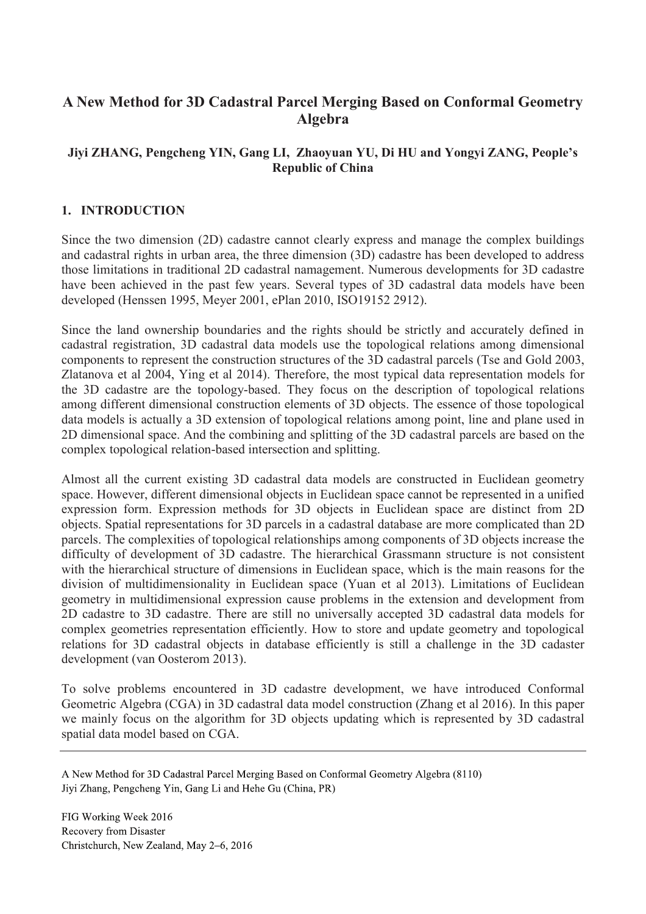# A New Method for 3D Cadastral Parcel Merging Based on Conformal Geometry Algebra

**Jiyi ZHANG, Pengcheng YIN, Gang LI, Zhaoyuan YU, Di HU and Yongyi ZANG, People's Republic of China**

## 1. INTRODUCTION

Since the two dimension (2D) cadastre cannot clearly express and manage the complex buildings and cadastral rights in urban area, the three dimension (3D) cadastre has been developed to address those limitations in traditional 2D cadastral namagement. Numerous developments for 3D cadastre have been achieved in the past few years. Several types of 3D cadastral data models have been developed (Henssen 1995, Meyer 2001, ePlan 2010, ISO19152 2912).

Since the land ownership boundaries and the rights should be strictly and accurately defined in cadastral registration, 3D cadastral data models use the topological relations among dimensional components to represent the construction structures of the 3D cadastral parcels (Tse and Gold 2003, Zlatanova et al 2004, Ying et al 2014). Therefore, the most typical data representation models for the 3D cadastre are the topology-based. They focus on the description of topological relations among different dimensional construction elements of 3D objects. The essence of those topological data models is actually a 3D extension of topological relations among point, line and plane used in 2D dimensional space. And the combining and splitting of the 3D cadastral parcels are based on the complex topological relation-based intersection and splitting.

Almost all the current existing 3D cadastral data models are constructed in Euclidean geometry space. However, different dimensional objects in Euclidean space cannot be represented in a unified expression form. Expression methods for 3D objects in Euclidean space are distinct from 2D objects. Spatial representations for 3D parcels in a cadastral database are more complicated than 2D parcels. The complexities of topological relationships among components of 3D objects increase the difficulty of development of 3D cadastre. The hierarchical Grassmann structure is not consistent with the hierarchical structure of dimensions in Euclidean space, which is the main reasons for the division of multidimensionality in Euclidean space (Yuan et al 2013). Limitations of Euclidean geometry in multidimensional expression cause problems in the extension and development from 2D cadastre to 3D cadastre. There are still no universally accepted 3D cadastral data models for complex geometries representation efficiently. How to store and update geometry and topological relations for 3D cadastral objects in database efficiently is still a challenge in the 3D cadaster development (van Oosterom 2013).

To solve problems encountered in 3D cadastre development, we have introduced Conformal Geometric Algebra (CGA) in 3D cadastral data model construction (Zhang et al 2016). In this paper we mainly focus on the algorithm for 3D objects updating which is represented by 3D cadastral spatial data model based on CGA.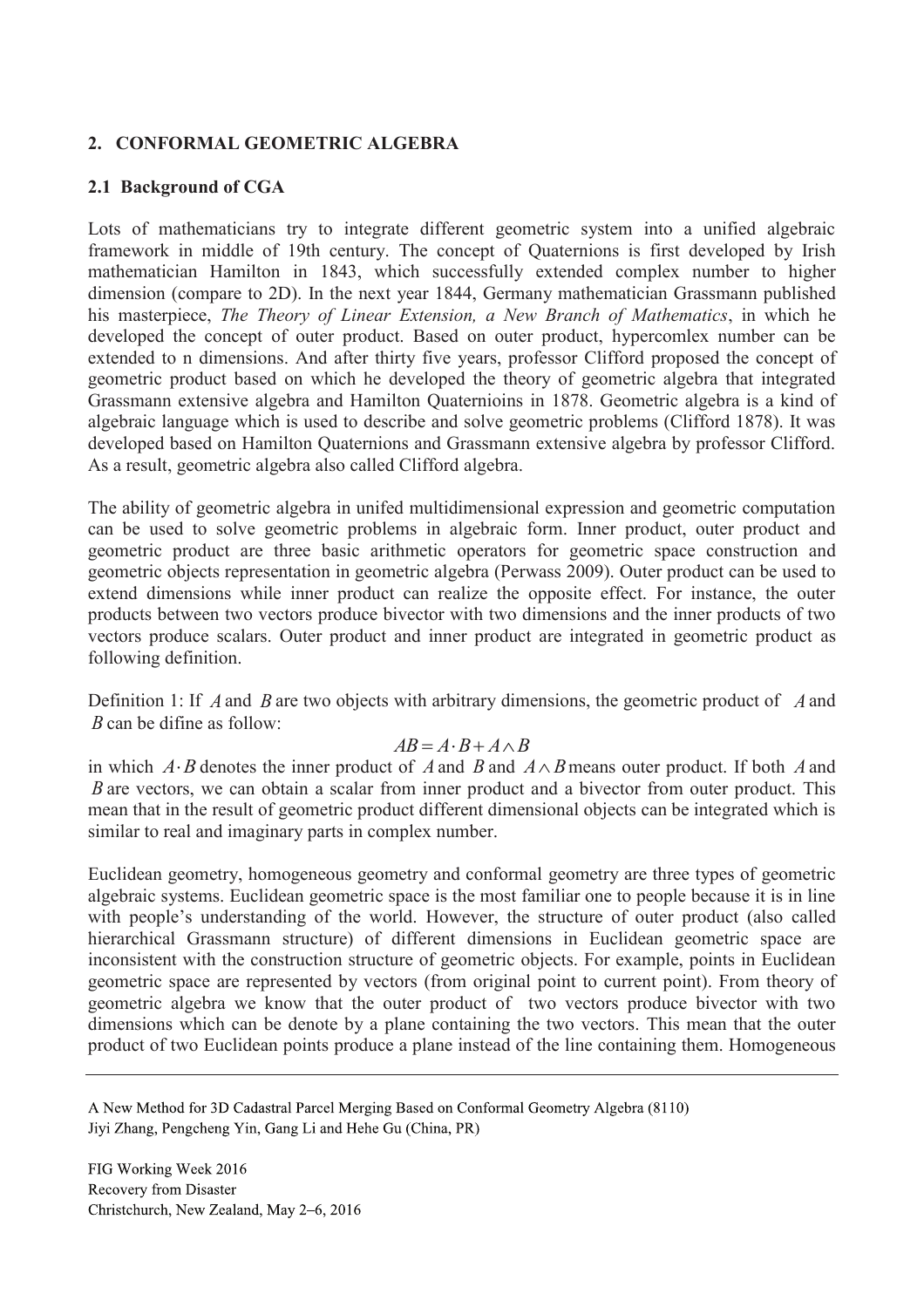## 2. CONFORMAL GEOMETRIC ALGEBRA

### 2.1 Background of CGA

Lots of mathematicians try to integrate different geometric system into a unified algebraic framework in middle of 19th century. The concept of Quaternions is first developed by Irish mathematician Hamilton in 1843, which successfully extended complex number to higher dimension (compare to 2D). In the next year 1844, Germany mathematician Grassmann published his masterpiece, *The Theory of Linear Extension, a New Branch of Mathematics*, in which he developed the concept of outer product. Based on outer product, hypercomlex number can be extended to n dimensions. And after thirty five years, professor Clifford proposed the concept of geometric product based on which he developed the theory of geometric algebra that integrated Grassmann extensive algebra and Hamilton Quaternioins in 1878. Geometric algebra is a kind of algebraic language which is used to describe and solve geometric problems (Clifford 1878). It was developed based on Hamilton Quaternions and Grassmann extensive algebra by professor Clifford. As a result, geometric algebra also called Clifford algebra.

The ability of geometric algebra in unifed multidimensional expression and geometric computation can be used to solve geometric problems in algebraic form. Inner product, outer product and geometric product are three basic arithmetic operators for geometric space construction and geometric objects representation in geometric algebra (Perwass 2009). Outer product can be used to extend dimensions while inner product can realize the opposite effect. For instance, the outer products between two vectors produce bivector with two dimensions and the inner products of two vectors produce scalars. Outer product and inner product are integrated in geometric product as following definition.

Definition 1: If $A$ and $B$ are two objects with arbitrary dimensions, the geometric product of $A$ and $B$ can be difine as follow:

$$AB = A \cdot B + A \wedge B$$

in which $A \cdot B$ denotes the inner product of $A$ and $B$ and $A \wedge B$ means outer product. If both $A$ and $B$ are vectors, we can obtain a scalar from inner product and a bivector from outer product. This mean that in the result of geometric product different dimensional objects can be integrated which is similar to real and imaginary parts in complex number.

Euclidean geometry, homogeneous geometry and conformal geometry are three types of geometric algebraic systems. Euclidean geometric space is the most familiar one to people because it is in line with people's understanding of the world. However, the structure of outer product (also called hierarchical Grassmann structure) of different dimensions in Euclidean geometric space are inconsistent with the construction structure of geometric objects. For example, points in Euclidean geometric space are represented by vectors (from original point to current point). From theory of geometric algebra we know that the outer product of two vectors produce bivector with two dimensions which can be denote by a plane containing the two vectors. This mean that the outer product of two Euclidean points produce a plane instead of the line containing them. Homogeneous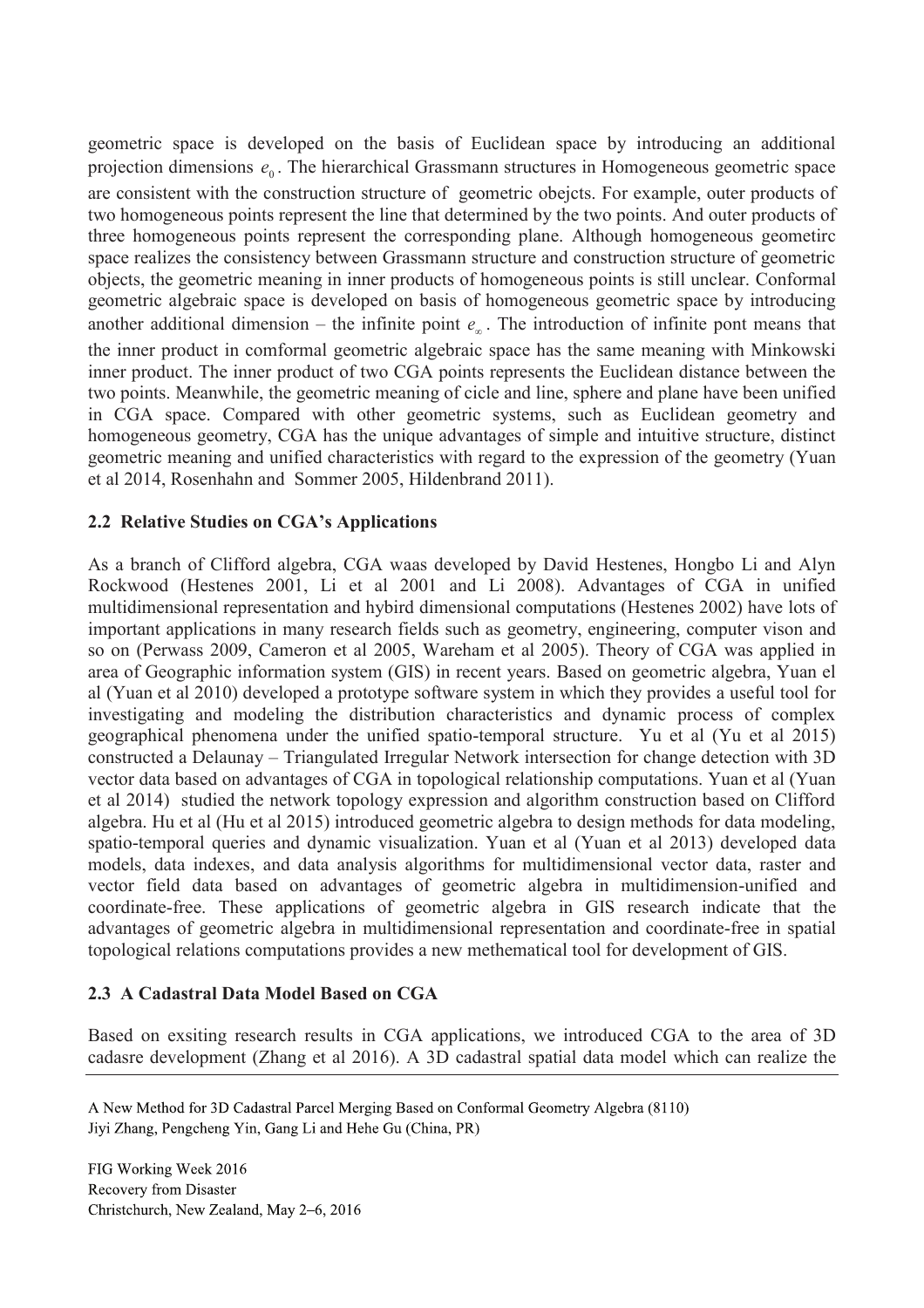geometric space is developed on the basis of Euclidean space by introducing an additional projection dimensions $e_0$. The hierarchical Grassmann structures in Homogeneous geometric space are consistent with the construction structure of geometric obejcts. For example, outer products of two homogeneous points represent the line that determined by the two points. And outer products of three homogeneous points represent the corresponding plane. Although homogeneous geometirc space realizes the consistency between Grassmann structure and construction structure of geometric objects, the geometric meaning in inner products of homogeneous points is still unclear. Conformal geometric algebraic space is developed on basis of homogeneous geometric space by introducing another additional dimension – the infinite point $e_\infty$. The introduction of infinite pont means that the inner product in comformal geometric algebraic space has the same meaning with Minkowski inner product. The inner product of two CGA points represents the Euclidean distance between the two points. Meanwhile, the geometric meaning of cicle and line, sphere and plane have been unified in CGA space. Compared with other geometric systems, such as Euclidean geometry and homogeneous geometry, CGA has the unique advantages of simple and intuitive structure, distinct geometric meaning and unified characteristics with regard to the expression of the geometry (Yuan et al 2014, Rosenhahn and Sommer 2005, Hildenbrand 2011).

### 2.2 Relative Studies on CGA's Applications

As a branch of Clifford algebra, CGA waas developed by David Hestenes, Hongbo Li and Alyn Rockwood (Hestenes 2001, Li et al 2001 and Li 2008). Advantages of CGA in unified multidimensional representation and hybird dimensional computations (Hestenes 2002) have lots of important applications in many research fields such as geometry, engineering, computer vison and so on (Perwass 2009, Cameron et al 2005, Wareham et al 2005). Theory of CGA was applied in area of Geographic information system (GIS) in recent years. Based on geometric algebra, Yuan el al (Yuan et al 2010) developed a prototype software system in which they provides a useful tool for investigating and modeling the distribution characteristics and dynamic process of complex geographical phenomena under the unified spatio-temporal structure. Yu et al (Yu et al 2015) constructed a Delaunay – Triangulated Irregular Network intersection for change detection with 3D vector data based on advantages of CGA in topological relationship computations. Yuan et al (Yuan et al 2014) studied the network topology expression and algorithm construction based on Clifford algebra. Hu et al (Hu et al 2015) introduced geometric algebra to design methods for data modeling, spatio-temporal queries and dynamic visualization. Yuan et al (Yuan et al 2013) developed data models, data indexes, and data analysis algorithms for multidimensional vector data, raster and vector field data based on advantages of geometric algebra in multidimension-unified and coordinate-free. These applications of geometric algebra in GIS research indicate that the advantages of geometric algebra in multidimensional representation and coordinate-free in spatial topological relations computations provides a new methematical tool for development of GIS.

### 2.3 A Cadastral Data Model Based on CGA

Based on exsiting research results in CGA applications, we introduced CGA to the area of 3D cadasre development (Zhang et al 2016). A 3D cadastral spatial data model which can realize the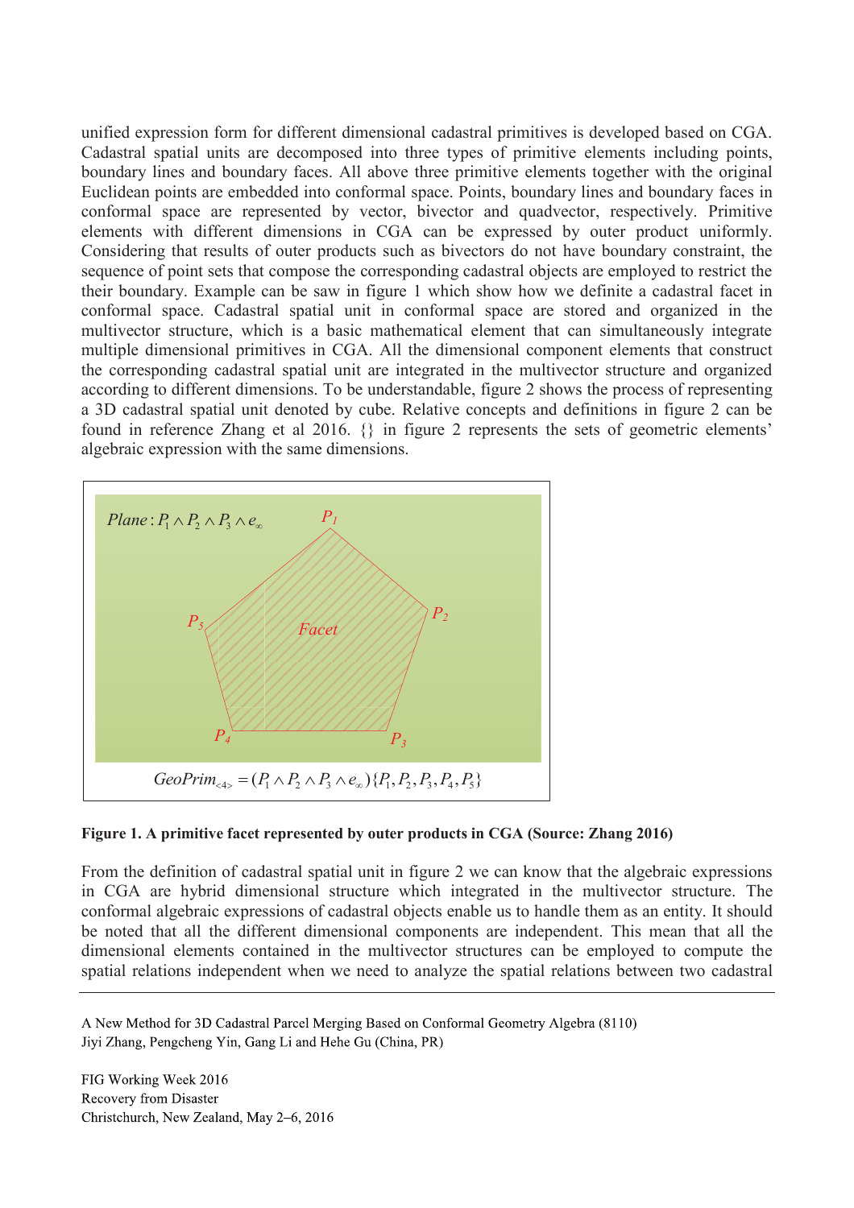unified expression form for different dimensional cadastral primitives is developed based on CGA. Cadastral spatial units are decomposed into three types of primitive elements including points, boundary lines and boundary faces. All above three primitive elements together with the original Euclidean points are embedded into conformal space. Points, boundary lines and boundary faces in conformal space are represented by vector, bivector and quadvector, respectively. Primitive elements with different dimensions in CGA can be expressed by outer product uniformly. Considering that results of outer products such as bivectors do not have boundary constraint, the sequence of point sets that compose the corresponding cadastral objects are employed to restrict the their boundary. Example can be saw in figure 1 which show how we definite a cadastral facet in conformal space. Cadastral spatial unit in conformal space are stored and organized in the multivector structure, which is a basic mathematical element that can simultaneously integrate multiple dimensional primitives in CGA. All the dimensional component elements that construct the corresponding cadastral spatial unit are integrated in the multivector structure and organized according to different dimensions. To be understandable, figure 2 shows the process of representing a 3D cadastral spatial unit denoted by cube. Relative concepts and definitions in figure 2 can be found in reference Zhang et al 2016. {} in figure 2 represents the sets of geometric elements' algebraic expression with the same dimensions.

$Plane: P_1 \wedge P_2 \wedge P_3 \wedge e_\infty$

$$GeoPrim_{<4>} = (P_1 \wedge P_2 \wedge P_3 \wedge e_\infty)\{P_1, P_2, P_3, P_4, P_5\}$$

**Figure 1. A primitive facet represented by outer products in CGA (Source: Zhang 2016)**

From the definition of cadastral spatial unit in figure 2 we can know that the algebraic expressions in CGA are hybrid dimensional structure which integrated in the multivector structure. The conformal algebraic expressions of cadastral objects enable us to handle them as an entity. It should be noted that all the different dimensional components are independent. This mean that all the dimensional elements contained in the multivector structures can be employed to compute the spatial relations independent when we need to analyze the spatial relations between two cadastral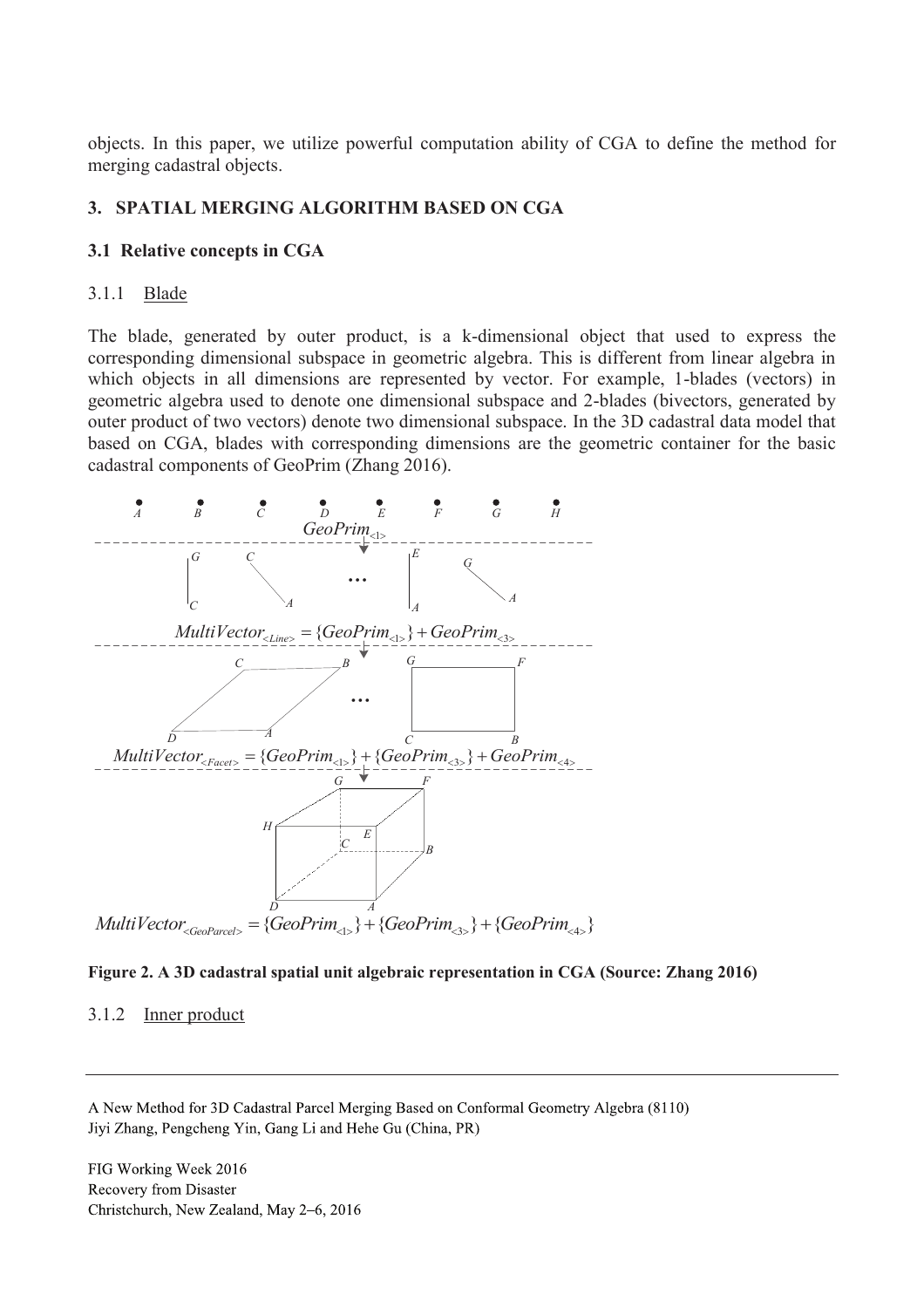objects. In this paper, we utilize powerful computation ability of CGA to define the method for merging cadastral objects.

## 3. SPATIAL MERGING ALGORITHM BASED ON CGA

### 3.1 Relative concepts in CGA

#### 3.1.1 Blade

The blade, generated by outer product, is a k-dimensional object that used to express the corresponding dimensional subspace in geometric algebra. This is different from linear algebra in which objects in all dimensions are represented by vector. For example, 1-blades (vectors) in geometric algebra used to denote one dimensional subspace and 2-blades (bivectors, generated by outer product of two vectors) denote two dimensional subspace. In the 3D cadastral data model that based on CGA, blades with corresponding dimensions are the geometric container for the basic cadastral components of GeoPrim (Zhang 2016).

$$GeoPrim_{<1>}$$

$$MultiVector_{<Line>} = \{GeoPrim_{<1>}\} + GeoPrim_{<3>}$$

$$MultiVector_{<Facet>} = \{GeoPrim_{<1>}\} + \{GeoPrim_{<3>}\} + GeoPrim_{<4>}$$

$$MultiVector_{<GeoParcel>} = \{GeoPrim_{<1>}\} + \{GeoPrim_{<3>}\} + \{GeoPrim_{<4>}\}$$

**Figure 2. A 3D cadastral spatial unit algebraic representation in CGA (Source: Zhang 2016)**

#### 3.1.2 Inner product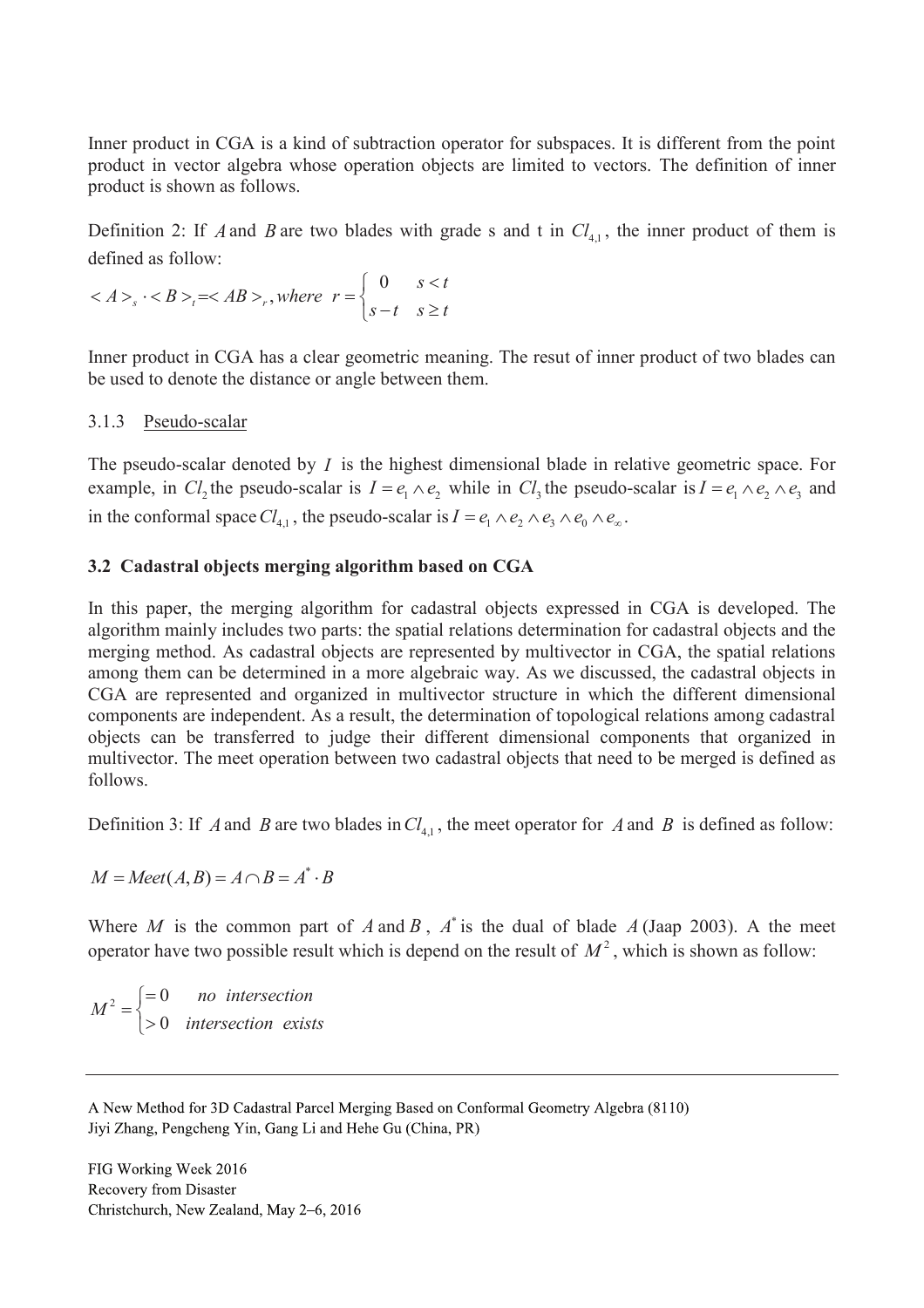Inner product in CGA is a kind of subtraction operator for subspaces. It is different from the point product in vector algebra whose operation objects are limited to vectors. The definition of inner product is shown as follows.

Definition 2: If $A$ and $B$ are two blades with grade s and t in $Cl_{4,1}$, the inner product of them is defined as follow:

$$< A >_s \cdot < B >_t = < AB >_r, where \ \ r = \begin{cases} 0 & s < t \\ s - t & s \geq t \end{cases}$$

Inner product in CGA has a clear geometric meaning. The resut of inner product of two blades can be used to denote the distance or angle between them.

### 3.1.3 Pseudo-scalar

The pseudo-scalar denoted by $I$ is the highest dimensional blade in relative geometric space. For example, in $Cl_2$ the pseudo-scalar is $I = e_1 \wedge e_2$ while in $Cl_3$ the pseudo-scalar is $I = e_1 \wedge e_2 \wedge e_3$ and in the conformal space $Cl_{4,1}$, the pseudo-scalar is $I = e_1 \wedge e_2 \wedge e_3 \wedge e_0 \wedge e_\infty$.

## 3.2 Cadastral objects merging algorithm based on CGA

In this paper, the merging algorithm for cadastral objects expressed in CGA is developed. The algorithm mainly includes two parts: the spatial relations determination for cadastral objects and the merging method. As cadastral objects are represented by multivector in CGA, the spatial relations among them can be determined in a more algebraic way. As we discussed, the cadastral objects in CGA are represented and organized in multivector structure in which the different dimensional components are independent. As a result, the determination of topological relations among cadastral objects can be transferred to judge their different dimensional components that organized in multivector. The meet operation between two cadastral objects that need to be merged is defined as follows.

Definition 3: If $A$ and $B$ are two blades in $Cl_{4,1}$, the meet operator for $A$ and $B$ is defined as follow:

$$M = Meet(A, B) = A \cap B = A^* \cdot B$$

Where $M$ is the common part of $A$ and $B$, $A^*$ is the dual of blade $A$ (Jaap 2003). A the meet operator have two possible result which is depend on the result of $M^2$, which is shown as follow:

$$M^2 = \begin{cases} = 0 & no \ \ intersection \\ > 0 & intersection \ \ exists \end{cases}$$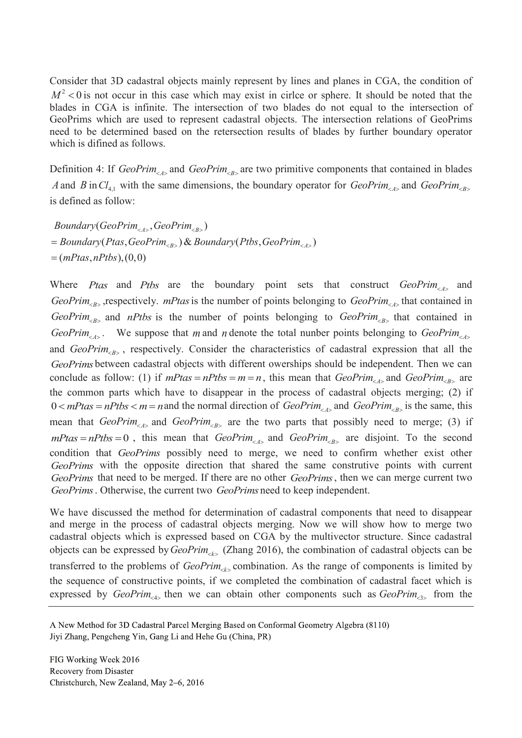Consider that 3D cadastral objects mainly represent by lines and planes in CGA, the condition of $M^2 < 0$ is not occur in this case which may exist in cirlce or sphere. It should be noted that the blades in CGA is infinite. The intersection of two blades do not equal to the intersection of GeoPrims which are used to represent cadastral objects. The intersection relations of GeoPrims need to be determined based on the retersection results of blades by further boundary operator which is difined as follows.

Definition 4: If $GeoPrim_{<A>}$ and $GeoPrim_{<B>}$ are two primitive components that contained in blades $A$ and $B$ in $Cl_{4,1}$ with the same dimensions, the boundary operator for $GeoPrim_{<A>}$ and $GeoPrim_{<B>}$ is defined as follow:

$$
\begin{aligned}
& Boundary(GeoPrim_{<A>}, GeoPrim_{<B>}) \\
& = Boundary(Ptas, GeoPrim_{<B>}) \,\&\, Boundary(Ptbs, GeoPrim_{<A>}) \\
& = (mPtas, nPtbs), (0,0)
\end{aligned}
$$

Where $Ptas$ and $Ptbs$ are the boundary point sets that construct $GeoPrim_{<A>}$ and $GeoPrim_{<B>}$ ,respectively. $mPtas$ is the number of points belonging to $GeoPrim_{<A>}$ that contained in $GeoPrim_{<B>}$ and $nPtbs$ is the number of points belonging to $GeoPrim_{<B>}$ that contained in $GeoPrim_{<A>}$. We suppose that $m$ and $n$ denote the total nunber points belonging to $GeoPrim_{<A>}$ and $GeoPrim_{<B>}$, respectively. Consider the characteristics of cadastral expression that all the $GeoPrims$ between cadastral objects with different owerships should be independent. Then we can conclude as follow: (1) if $mPtas = nPtbs = m = n$, this mean that $GeoPrim_{<A>}$ and $GeoPrim_{<B>}$ are the common parts which have to disappear in the process of cadastral objects merging; (2) if $0 < mPtas = nPtbs < m = n$ and the normal direction of $GeoPrim_{<A>}$ and $GeoPrim_{<B>}$ is the same, this mean that $GeoPrim_{<A>}$ and $GeoPrim_{<B>}$ are the two parts that possibly need to merge; (3) if $mPtas = nPtbs = 0$ , this mean that $GeoPrim_{<A>}$ and $GeoPrim_{<B>}$ are disjoint. To the second condition that $GeoPrims$ possibly need to merge, we need to confirm whether exist other $GeoPrims$ with the opposite direction that shared the same construtive points with current $GeoPrims$ that need to be merged. If there are no other $GeoPrims$, then we can merge current two $GeoPrims$. Otherwise, the current two $GeoPrims$ need to keep independent.

We have discussed the method for determination of cadastral components that need to disappear and merge in the process of cadastral objects merging. Now we will show how to merge two cadastral objects which is expressed based on CGA by the multivector structure. Since cadastral objects can be expressed by $GeoPrim_{<k>}$ (Zhang 2016), the combination of cadastral objects can be transferred to the problems of $GeoPrim_{<k>}$ combination. As the range of components is limited by the sequence of constructive points, if we completed the combination of cadastral facet which is expressed by $GeoPrim_{<4>}$ then we can obtain other components such as $GeoPrim_{<3>}$ from the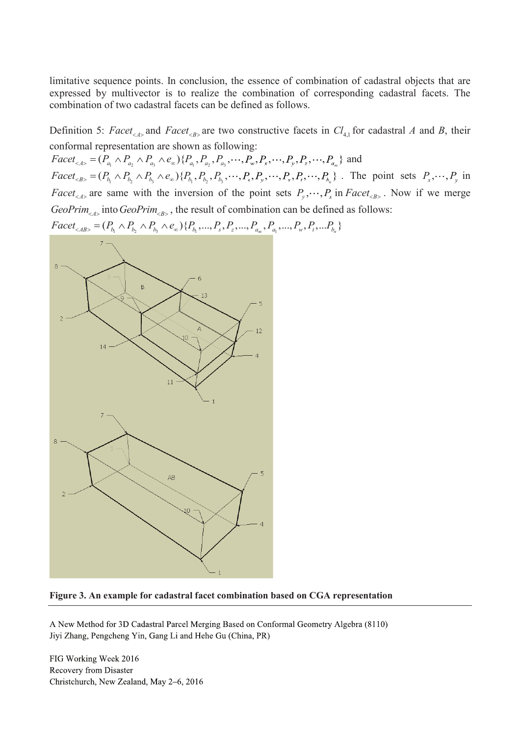limitative sequence points. In conclusion, the essence of combination of cadastral objects that are expressed by multivector is to realize the combination of corresponding cadastral facets. The combination of two cadastral facets can be defined as follows.

Definition 5: $Facet_{<A>}$ and $Facet_{<B>}$ are two constructive facets in $Cl_{4,1}$ for cadastral $A$ and $B$, their conformal representation are shown as following:

$Facet_{<A>} = (P_{a_1} \wedge P_{a_2} \wedge P_{a_3} \wedge e_\infty)\{P_{a_1}, P_{a_2}, P_{a_3}, \cdots, P_w, P_x, \cdots, P_y, P_z, \cdots, P_{a_m}\}$ and

$Facet_{<B>} = (P_{b_1} \wedge P_{b_2} \wedge P_{b_3} \wedge e_\infty)\{P_{b_1}, P_{b_2}, P_{b_3}, \cdots, P_s, P_y, \cdots, P_x, P_t, \cdots, P_{b_n}\}$ . The point sets $P_x, \cdots, P_y$ in $Facet_{<A>}$ are same with the inversion of the point sets $P_y, \cdots, P_x$ in $Facet_{<B>}$ . Now if we merge $GeoPrim_{<A>}$ into $GeoPrim_{<B>}$ , the result of combination can be defined as follows:

$Facet_{<AB>} = (P_{b_1} \wedge P_{b_2} \wedge P_{b_3} \wedge e_\infty)\{P_{b_1}, ..., P_s, P_z, ..., P_{a_m}, P_{a_1}, ..., P_w, P_t, ...P_{b_n}\}$

**Figure 3. An example for cadastral facet combination based on CGA representation**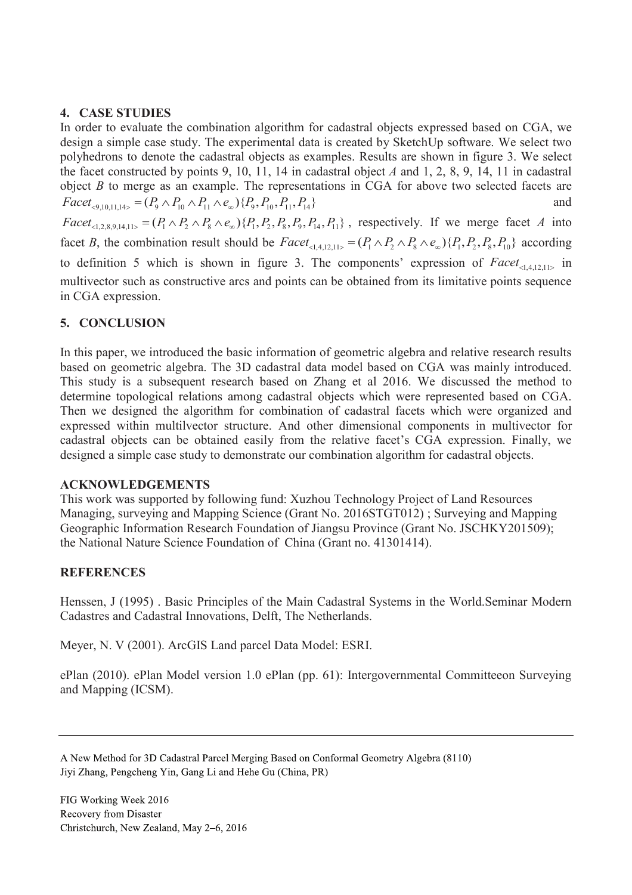## 4. CASE STUDIES

In order to evaluate the combination algorithm for cadastral objects expressed based on CGA, we design a simple case study. The experimental data is created by SketchUp software. We select two polyhedrons to denote the cadastral objects as examples. Results are shown in figure 3. We select the facet constructed by points 9, 10, 11, 14 in cadastral object *A* and 1, 2, 8, 9, 14, 11 in cadastral object *B* to merge as an example. The representations in CGA for above two selected facets are $Facet_{<9,10,11,14>} = (P_9 \wedge P_{10} \wedge P_{11} \wedge e_\infty)\{P_9, P_{10}, P_{11}, P_{14}\}$ and $Facet_{<1,2,8,9,14,11>} = (P_1 \wedge P_2 \wedge P_8 \wedge e_\infty)\{P_1, P_2, P_8, P_9, P_{14}, P_{11}\}$, respectively. If we merge facet *A* into facet *B*, the combination result should be $Facet_{<1,4,12,11>} = (P_1 \wedge P_2 \wedge P_8 \wedge e_\infty)\{P_1, P_2, P_8, P_{10}\}$ according to definition 5 which is shown in figure 3. The components' expression of $Facet_{<1,4,12,11>}$ in multivector such as constructive arcs and points can be obtained from its limitative points sequence in CGA expression.

## 5. CONCLUSION

In this paper, we introduced the basic information of geometric algebra and relative research results based on geometric algebra. The 3D cadastral data model based on CGA was mainly introduced. This study is a subsequent research based on Zhang et al 2016. We discussed the method to determine topological relations among cadastral objects which were represented based on CGA. Then we designed the algorithm for combination of cadastral facets which were organized and expressed within multilvector structure. And other dimensional components in multivector for cadastral objects can be obtained easily from the relative facet's CGA expression. Finally, we designed a simple case study to demonstrate our combination algorithm for cadastral objects.

## ACKNOWLEDGEMENTS

This work was supported by following fund: Xuzhou Technology Project of Land Resources Managing, surveying and Mapping Science (Grant No. 2016STGT012) ; Surveying and Mapping Geographic Information Research Foundation of Jiangsu Province (Grant No. JSCHKY201509); the National Nature Science Foundation of China (Grant no. 41301414).

## REFERENCES

Henssen, J (1995) . Basic Principles of the Main Cadastral Systems in the World.Seminar Modern Cadastres and Cadastral Innovations, Delft, The Netherlands.

Meyer, N. V (2001). ArcGIS Land parcel Data Model: ESRI.

ePlan (2010). ePlan Model version 1.0 ePlan (pp. 61): Intergovernmental Committeeon Surveying and Mapping (ICSM).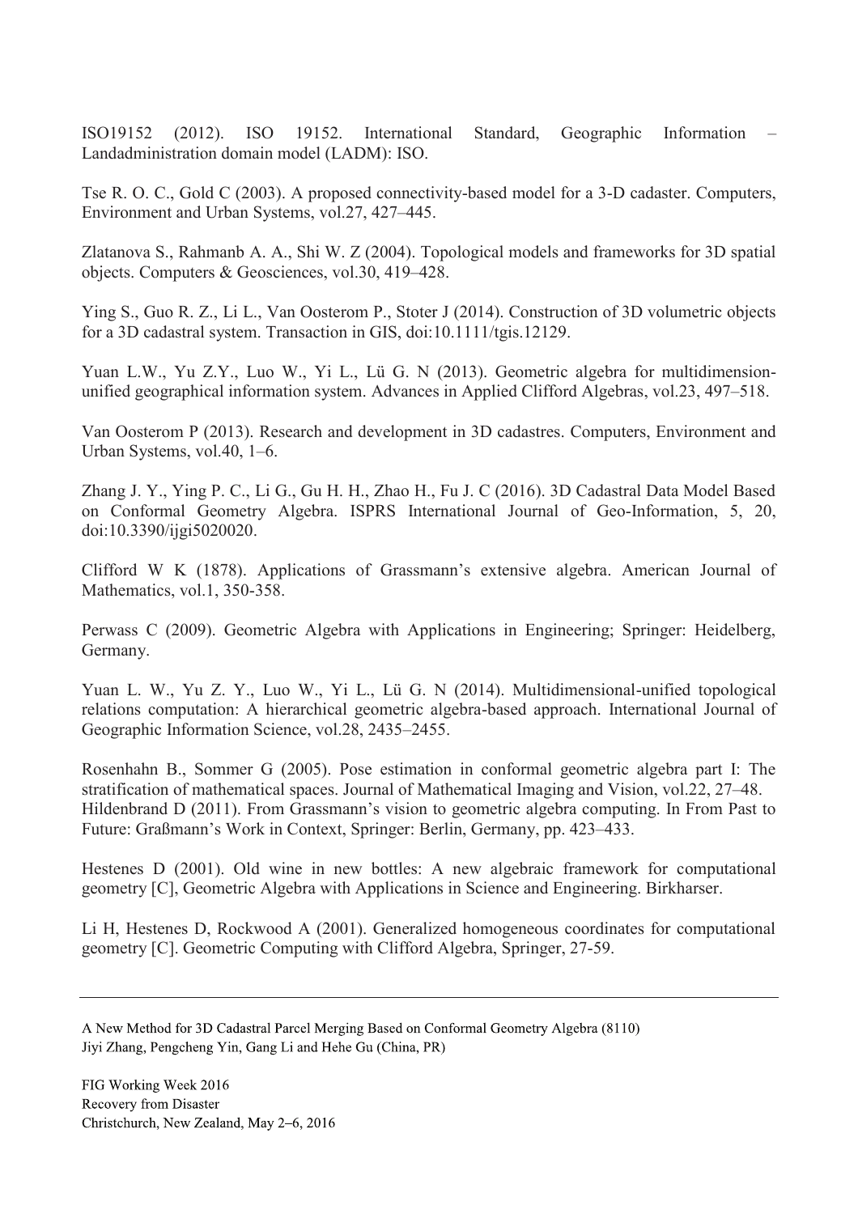ISO19152 (2012). ISO 19152. International Standard, Geographic Information – Landadministration domain model (LADM): ISO.

Tse R. O. C., Gold C (2003). A proposed connectivity-based model for a 3-D cadaster. Computers, Environment and Urban Systems, vol.27, 427–445.

Zlatanova S., Rahmanb A. A., Shi W. Z (2004). Topological models and frameworks for 3D spatial objects. Computers & Geosciences, vol.30, 419–428.

Ying S., Guo R. Z., Li L., Van Oosterom P., Stoter J (2014). Construction of 3D volumetric objects for a 3D cadastral system. Transaction in GIS, doi:10.1111/tgis.12129.

Yuan L.W., Yu Z.Y., Luo W., Yi L., Lü G. N (2013). Geometric algebra for multidimension-unified geographical information system. Advances in Applied Clifford Algebras, vol.23, 497–518.

Van Oosterom P (2013). Research and development in 3D cadastres. Computers, Environment and Urban Systems, vol.40, 1–6.

Zhang J. Y., Ying P. C., Li G., Gu H. H., Zhao H., Fu J. C (2016). 3D Cadastral Data Model Based on Conformal Geometry Algebra. ISPRS International Journal of Geo-Information, 5, 20, doi:10.3390/ijgi5020020.

Clifford W K (1878). Applications of Grassmann's extensive algebra. American Journal of Mathematics, vol.1, 350-358.

Perwass C (2009). Geometric Algebra with Applications in Engineering; Springer: Heidelberg, Germany.

Yuan L. W., Yu Z. Y., Luo W., Yi L., Lü G. N (2014). Multidimensional-unified topological relations computation: A hierarchical geometric algebra-based approach. International Journal of Geographic Information Science, vol.28, 2435–2455.

Rosenhahn B., Sommer G (2005). Pose estimation in conformal geometric algebra part I: The stratification of mathematical spaces. Journal of Mathematical Imaging and Vision, vol.22, 27–48.
Hildenbrand D (2011). From Grassmann's vision to geometric algebra computing. In From Past to Future: Graßmann's Work in Context, Springer: Berlin, Germany, pp. 423–433.

Hestenes D (2001). Old wine in new bottles: A new algebraic framework for computational geometry [C], Geometric Algebra with Applications in Science and Engineering. Birkharser.

Li H, Hestenes D, Rockwood A (2001). Generalized homogeneous coordinates for computational geometry [C]. Geometric Computing with Clifford Algebra, Springer, 27-59.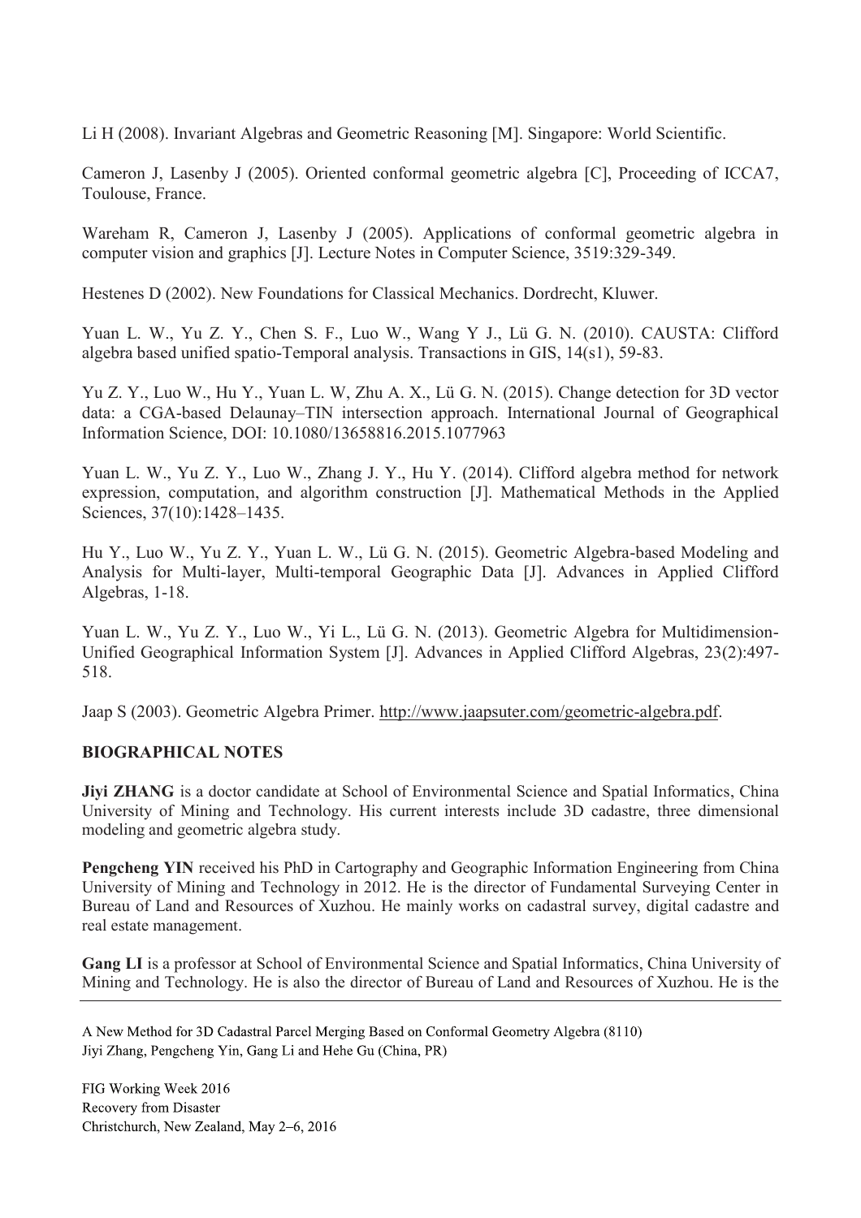Li H (2008). Invariant Algebras and Geometric Reasoning [M]. Singapore: World Scientific.

Cameron J, Lasenby J (2005). Oriented conformal geometric algebra [C], Proceeding of ICCA7, Toulouse, France.

Wareham R, Cameron J, Lasenby J (2005). Applications of conformal geometric algebra in computer vision and graphics [J]. Lecture Notes in Computer Science, 3519:329-349.

Hestenes D (2002). New Foundations for Classical Mechanics. Dordrecht, Kluwer.

Yuan L. W., Yu Z. Y., Chen S. F., Luo W., Wang Y J., Lü G. N. (2010). CAUSTA: Clifford algebra based unified spatio-Temporal analysis. Transactions in GIS, 14(s1), 59-83.

Yu Z. Y., Luo W., Hu Y., Yuan L. W, Zhu A. X., Lü G. N. (2015). Change detection for 3D vector data: a CGA-based Delaunay–TIN intersection approach. International Journal of Geographical Information Science, DOI: 10.1080/13658816.2015.1077963

Yuan L. W., Yu Z. Y., Luo W., Zhang J. Y., Hu Y. (2014). Clifford algebra method for network expression, computation, and algorithm construction [J]. Mathematical Methods in the Applied Sciences, 37(10):1428–1435.

Hu Y., Luo W., Yu Z. Y., Yuan L. W., Lü G. N. (2015). Geometric Algebra-based Modeling and Analysis for Multi-layer, Multi-temporal Geographic Data [J]. Advances in Applied Clifford Algebras, 1-18.

Yuan L. W., Yu Z. Y., Luo W., Yi L., Lü G. N. (2013). Geometric Algebra for Multidimension-Unified Geographical Information System [J]. Advances in Applied Clifford Algebras, 23(2):497-518.

Jaap S (2003). Geometric Algebra Primer. http://www.jaapsuter.com/geometric-algebra.pdf.

## BIOGRAPHICAL NOTES

**Jiyi ZHANG** is a doctor candidate at School of Environmental Science and Spatial Informatics, China University of Mining and Technology. His current interests include 3D cadastre, three dimensional modeling and geometric algebra study.

**Pengcheng YIN** received his PhD in Cartography and Geographic Information Engineering from China University of Mining and Technology in 2012. He is the director of Fundamental Surveying Center in Bureau of Land and Resources of Xuzhou. He mainly works on cadastral survey, digital cadastre and real estate management.

**Gang LI** is a professor at School of Environmental Science and Spatial Informatics, China University of Mining and Technology. He is also the director of Bureau of Land and Resources of Xuzhou. He is the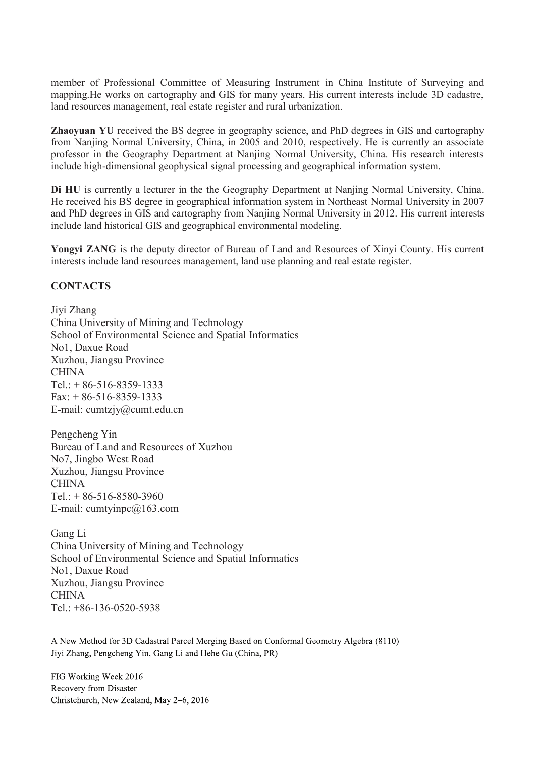member of Professional Committee of Measuring Instrument in China Institute of Surveying and mapping.He works on cartography and GIS for many years. His current interests include 3D cadastre, land resources management, real estate register and rural urbanization.

**Zhaoyuan YU** received the BS degree in geography science, and PhD degrees in GIS and cartography from Nanjing Normal University, China, in 2005 and 2010, respectively. He is currently an associate professor in the Geography Department at Nanjing Normal University, China. His research interests include high-dimensional geophysical signal processing and geographical information system.

**Di HU** is currently a lecturer in the the Geography Department at Nanjing Normal University, China. He received his BS degree in geographical information system in Northeast Normal University in 2007 and PhD degrees in GIS and cartography from Nanjing Normal University in 2012. His current interests include land historical GIS and geographical environmental modeling.

**Yongyi ZANG** is the deputy director of Bureau of Land and Resources of Xinyi County. His current interests include land resources management, land use planning and real estate register.

## CONTACTS

Jiyi Zhang
China University of Mining and Technology
School of Environmental Science and Spatial Informatics
No1, Daxue Road
Xuzhou, Jiangsu Province
CHINA
Tel.: + 86-516-8359-1333
Fax: + 86-516-8359-1333
E-mail: cumtzjy@cumt.edu.cn

Pengcheng Yin
Bureau of Land and Resources of Xuzhou
No7, Jingbo West Road
Xuzhou, Jiangsu Province
CHINA
Tel.: + 86-516-8580-3960
E-mail: cumtyinpc@163.com

Gang Li
China University of Mining and Technology
School of Environmental Science and Spatial Informatics
No1, Daxue Road
Xuzhou, Jiangsu Province
CHINA
Tel.: +86-136-0520-5938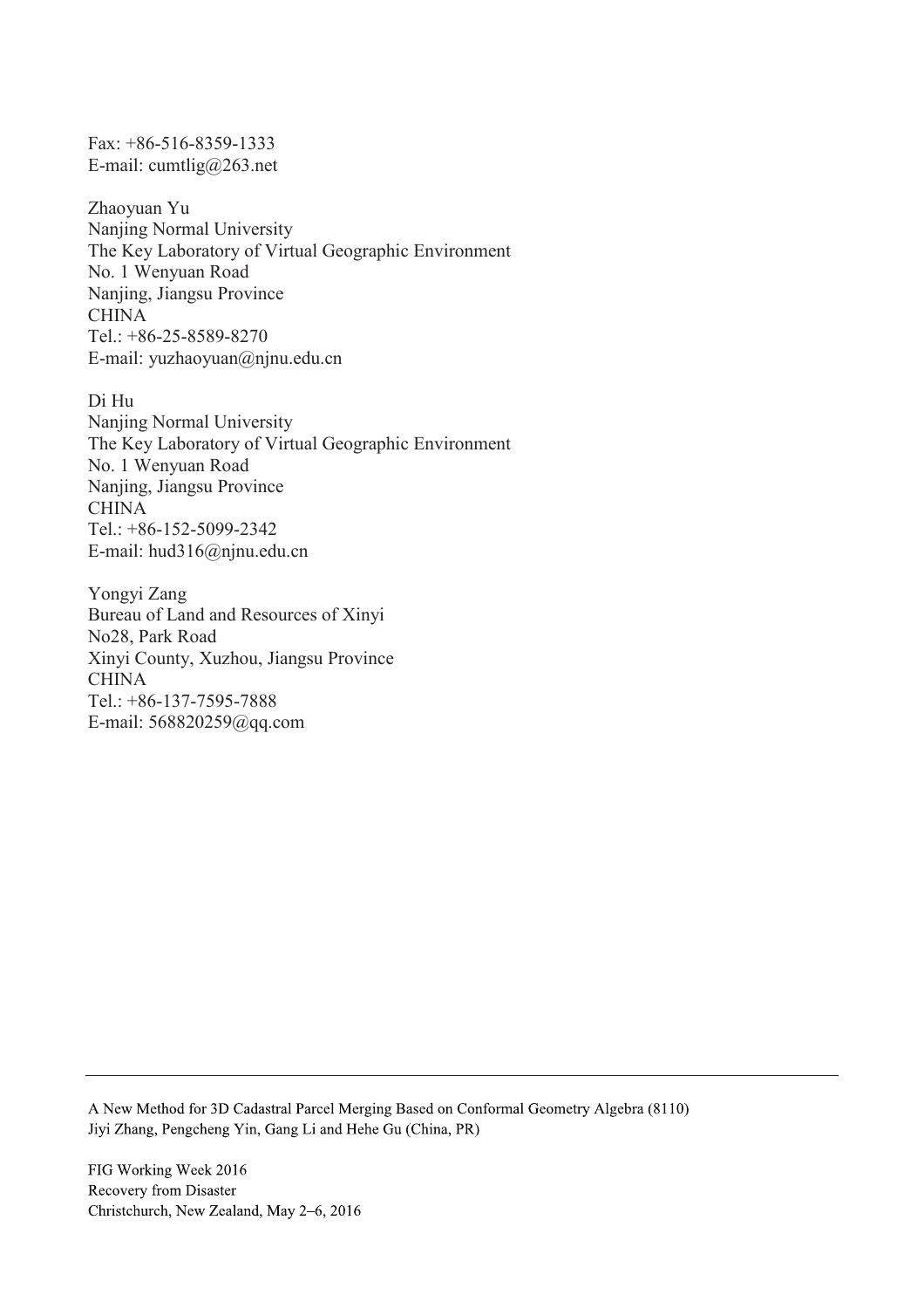Fax: +86-516-8359-1333
E-mail: cumtlig@263.net

Zhaoyuan Yu
Nanjing Normal University
The Key Laboratory of Virtual Geographic Environment
No. 1 Wenyuan Road
Nanjing, Jiangsu Province
CHINA
Tel.: +86-25-8589-8270
E-mail: yuzhaoyuan@njnu.edu.cn

Di Hu
Nanjing Normal University
The Key Laboratory of Virtual Geographic Environment
No. 1 Wenyuan Road
Nanjing, Jiangsu Province
CHINA
Tel.: +86-152-5099-2342
E-mail: hud316@njnu.edu.cn

Yongyi Zang
Bureau of Land and Resources of Xinyi
No28, Park Road
Xinyi County, Xuzhou, Jiangsu Province
CHINA
Tel.: +86-137-7595-7888
E-mail: 568820259@qq.com